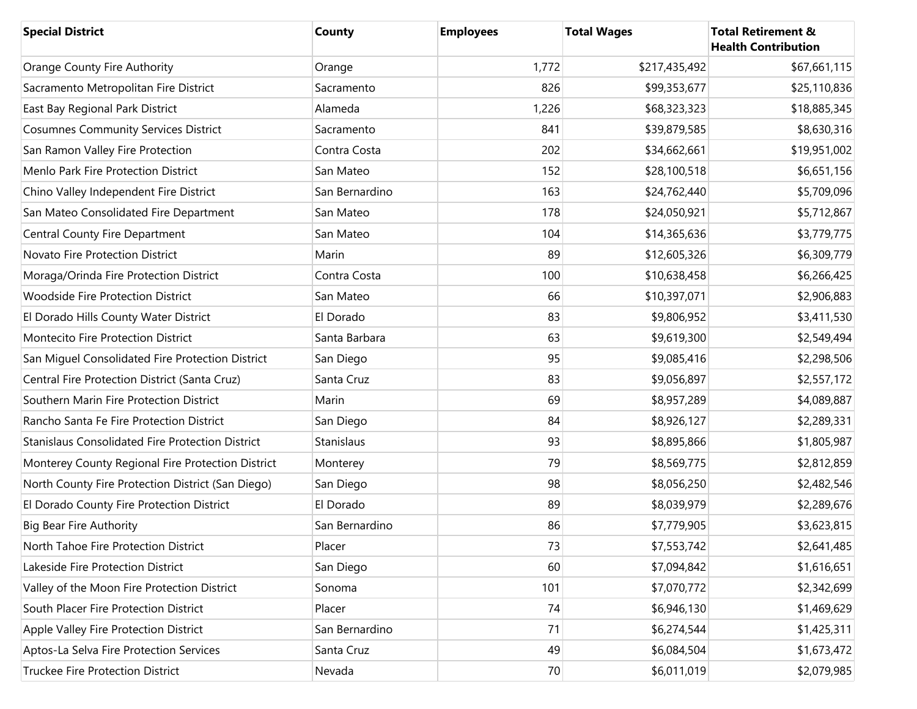| Special District | County | Employees | Total Wages | Total Retirement & Health Contribution |
| --- | --- | --- | --- | --- |
| Orange County Fire Authority | Orange | 1,772 | $217,435,492 | $67,661,115 |
| Sacramento Metropolitan Fire District | Sacramento | 826 | $99,353,677 | $25,110,836 |
| East Bay Regional Park District | Alameda | 1,226 | $68,323,323 | $18,885,345 |
| Cosumnes Community Services District | Sacramento | 841 | $39,879,585 | $8,630,316 |
| San Ramon Valley Fire Protection | Contra Costa | 202 | $34,662,661 | $19,951,002 |
| Menlo Park Fire Protection District | San Mateo | 152 | $28,100,518 | $6,651,156 |
| Chino Valley Independent Fire District | San Bernardino | 163 | $24,762,440 | $5,709,096 |
| San Mateo Consolidated Fire Department | San Mateo | 178 | $24,050,921 | $5,712,867 |
| Central County Fire Department | San Mateo | 104 | $14,365,636 | $3,779,775 |
| Novato Fire Protection District | Marin | 89 | $12,605,326 | $6,309,779 |
| Moraga/Orinda Fire Protection District | Contra Costa | 100 | $10,638,458 | $6,266,425 |
| Woodside Fire Protection District | San Mateo | 66 | $10,397,071 | $2,906,883 |
| El Dorado Hills County Water District | El Dorado | 83 | $9,806,952 | $3,411,530 |
| Montecito Fire Protection District | Santa Barbara | 63 | $9,619,300 | $2,549,494 |
| San Miguel Consolidated Fire Protection District | San Diego | 95 | $9,085,416 | $2,298,506 |
| Central Fire Protection District (Santa Cruz) | Santa Cruz | 83 | $9,056,897 | $2,557,172 |
| Southern Marin Fire Protection District | Marin | 69 | $8,957,289 | $4,089,887 |
| Rancho Santa Fe Fire Protection District | San Diego | 84 | $8,926,127 | $2,289,331 |
| Stanislaus Consolidated Fire Protection District | Stanislaus | 93 | $8,895,866 | $1,805,987 |
| Monterey County Regional Fire Protection District | Monterey | 79 | $8,569,775 | $2,812,859 |
| North County Fire Protection District (San Diego) | San Diego | 98 | $8,056,250 | $2,482,546 |
| El Dorado County Fire Protection District | El Dorado | 89 | $8,039,979 | $2,289,676 |
| Big Bear Fire Authority | San Bernardino | 86 | $7,779,905 | $3,623,815 |
| North Tahoe Fire Protection District | Placer | 73 | $7,553,742 | $2,641,485 |
| Lakeside Fire Protection District | San Diego | 60 | $7,094,842 | $1,616,651 |
| Valley of the Moon Fire Protection District | Sonoma | 101 | $7,070,772 | $2,342,699 |
| South Placer Fire Protection District | Placer | 74 | $6,946,130 | $1,469,629 |
| Apple Valley Fire Protection District | San Bernardino | 71 | $6,274,544 | $1,425,311 |
| Aptos-La Selva Fire Protection Services | Santa Cruz | 49 | $6,084,504 | $1,673,472 |
| Truckee Fire Protection District | Nevada | 70 | $6,011,019 | $2,079,985 |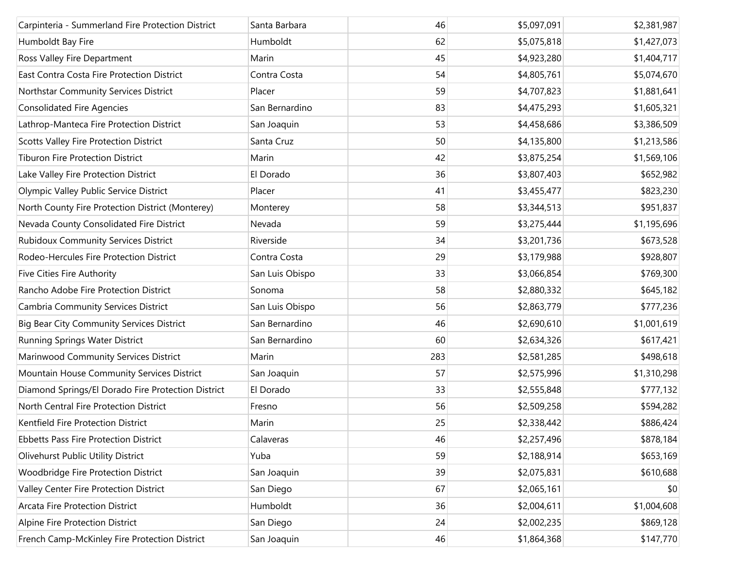| | | | | |
|---|---|---|---|---|
| Carpinteria - Summerland Fire Protection District | Santa Barbara | 46 | $5,097,091 | $2,381,987 |
| Humboldt Bay Fire | Humboldt | 62 | $5,075,818 | $1,427,073 |
| Ross Valley Fire Department | Marin | 45 | $4,923,280 | $1,404,717 |
| East Contra Costa Fire Protection District | Contra Costa | 54 | $4,805,761 | $5,074,670 |
| Northstar Community Services District | Placer | 59 | $4,707,823 | $1,881,641 |
| Consolidated Fire Agencies | San Bernardino | 83 | $4,475,293 | $1,605,321 |
| Lathrop-Manteca Fire Protection District | San Joaquin | 53 | $4,458,686 | $3,386,509 |
| Scotts Valley Fire Protection District | Santa Cruz | 50 | $4,135,800 | $1,213,586 |
| Tiburon Fire Protection District | Marin | 42 | $3,875,254 | $1,569,106 |
| Lake Valley Fire Protection District | El Dorado | 36 | $3,807,403 | $652,982 |
| Olympic Valley Public Service District | Placer | 41 | $3,455,477 | $823,230 |
| North County Fire Protection District (Monterey) | Monterey | 58 | $3,344,513 | $951,837 |
| Nevada County Consolidated Fire District | Nevada | 59 | $3,275,444 | $1,195,696 |
| Rubidoux Community Services District | Riverside | 34 | $3,201,736 | $673,528 |
| Rodeo-Hercules Fire Protection District | Contra Costa | 29 | $3,179,988 | $928,807 |
| Five Cities Fire Authority | San Luis Obispo | 33 | $3,066,854 | $769,300 |
| Rancho Adobe Fire Protection District | Sonoma | 58 | $2,880,332 | $645,182 |
| Cambria Community Services District | San Luis Obispo | 56 | $2,863,779 | $777,236 |
| Big Bear City Community Services District | San Bernardino | 46 | $2,690,610 | $1,001,619 |
| Running Springs Water District | San Bernardino | 60 | $2,634,326 | $617,421 |
| Marinwood Community Services District | Marin | 283 | $2,581,285 | $498,618 |
| Mountain House Community Services District | San Joaquin | 57 | $2,575,996 | $1,310,298 |
| Diamond Springs/El Dorado Fire Protection District | El Dorado | 33 | $2,555,848 | $777,132 |
| North Central Fire Protection District | Fresno | 56 | $2,509,258 | $594,282 |
| Kentfield Fire Protection District | Marin | 25 | $2,338,442 | $886,424 |
| Ebbetts Pass Fire Protection District | Calaveras | 46 | $2,257,496 | $878,184 |
| Olivehurst Public Utility District | Yuba | 59 | $2,188,914 | $653,169 |
| Woodbridge Fire Protection District | San Joaquin | 39 | $2,075,831 | $610,688 |
| Valley Center Fire Protection District | San Diego | 67 | $2,065,161 | $0 |
| Arcata Fire Protection District | Humboldt | 36 | $2,004,611 | $1,004,608 |
| Alpine Fire Protection District | San Diego | 24 | $2,002,235 | $869,128 |
| French Camp-McKinley Fire Protection District | San Joaquin | 46 | $1,864,368 | $147,770 |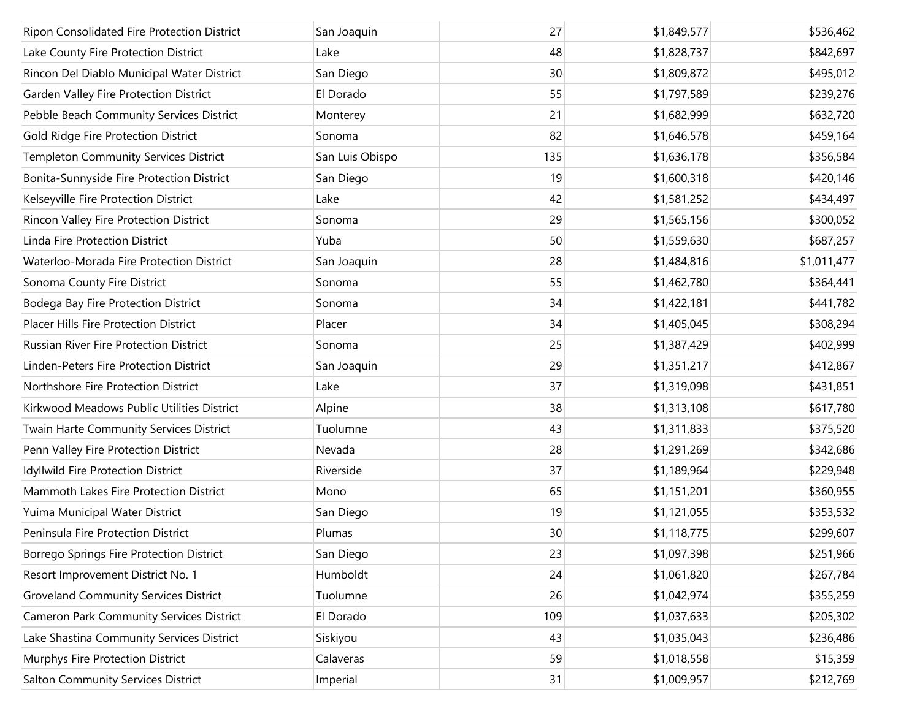| | | | | |
|---|---|---|---|---|
| Ripon Consolidated Fire Protection District | San Joaquin | 27 | $1,849,577 | $536,462 |
| Lake County Fire Protection District | Lake | 48 | $1,828,737 | $842,697 |
| Rincon Del Diablo Municipal Water District | San Diego | 30 | $1,809,872 | $495,012 |
| Garden Valley Fire Protection District | El Dorado | 55 | $1,797,589 | $239,276 |
| Pebble Beach Community Services District | Monterey | 21 | $1,682,999 | $632,720 |
| Gold Ridge Fire Protection District | Sonoma | 82 | $1,646,578 | $459,164 |
| Templeton Community Services District | San Luis Obispo | 135 | $1,636,178 | $356,584 |
| Bonita-Sunnyside Fire Protection District | San Diego | 19 | $1,600,318 | $420,146 |
| Kelseyville Fire Protection District | Lake | 42 | $1,581,252 | $434,497 |
| Rincon Valley Fire Protection District | Sonoma | 29 | $1,565,156 | $300,052 |
| Linda Fire Protection District | Yuba | 50 | $1,559,630 | $687,257 |
| Waterloo-Morada Fire Protection District | San Joaquin | 28 | $1,484,816 | $1,011,477 |
| Sonoma County Fire District | Sonoma | 55 | $1,462,780 | $364,441 |
| Bodega Bay Fire Protection District | Sonoma | 34 | $1,422,181 | $441,782 |
| Placer Hills Fire Protection District | Placer | 34 | $1,405,045 | $308,294 |
| Russian River Fire Protection District | Sonoma | 25 | $1,387,429 | $402,999 |
| Linden-Peters Fire Protection District | San Joaquin | 29 | $1,351,217 | $412,867 |
| Northshore Fire Protection District | Lake | 37 | $1,319,098 | $431,851 |
| Kirkwood Meadows Public Utilities District | Alpine | 38 | $1,313,108 | $617,780 |
| Twain Harte Community Services District | Tuolumne | 43 | $1,311,833 | $375,520 |
| Penn Valley Fire Protection District | Nevada | 28 | $1,291,269 | $342,686 |
| Idyllwild Fire Protection District | Riverside | 37 | $1,189,964 | $229,948 |
| Mammoth Lakes Fire Protection District | Mono | 65 | $1,151,201 | $360,955 |
| Yuima Municipal Water District | San Diego | 19 | $1,121,055 | $353,532 |
| Peninsula Fire Protection District | Plumas | 30 | $1,118,775 | $299,607 |
| Borrego Springs Fire Protection District | San Diego | 23 | $1,097,398 | $251,966 |
| Resort Improvement District No. 1 | Humboldt | 24 | $1,061,820 | $267,784 |
| Groveland Community Services District | Tuolumne | 26 | $1,042,974 | $355,259 |
| Cameron Park Community Services District | El Dorado | 109 | $1,037,633 | $205,302 |
| Lake Shastina Community Services District | Siskiyou | 43 | $1,035,043 | $236,486 |
| Murphys Fire Protection District | Calaveras | 59 | $1,018,558 | $15,359 |
| Salton Community Services District | Imperial | 31 | $1,009,957 | $212,769 |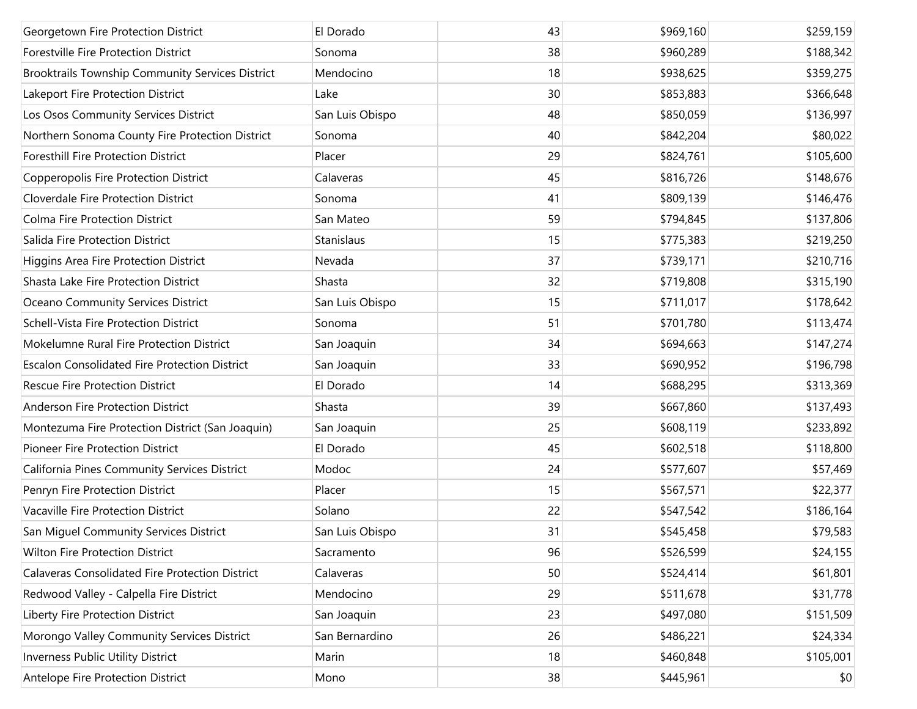| | | | | |
|---|---|---|---|---|
| Georgetown Fire Protection District | El Dorado | 43 | $969,160 | $259,159 |
| Forestville Fire Protection District | Sonoma | 38 | $960,289 | $188,342 |
| Brooktrails Township Community Services District | Mendocino | 18 | $938,625 | $359,275 |
| Lakeport Fire Protection District | Lake | 30 | $853,883 | $366,648 |
| Los Osos Community Services District | San Luis Obispo | 48 | $850,059 | $136,997 |
| Northern Sonoma County Fire Protection District | Sonoma | 40 | $842,204 | $80,022 |
| Foresthill Fire Protection District | Placer | 29 | $824,761 | $105,600 |
| Copperopolis Fire Protection District | Calaveras | 45 | $816,726 | $148,676 |
| Cloverdale Fire Protection District | Sonoma | 41 | $809,139 | $146,476 |
| Colma Fire Protection District | San Mateo | 59 | $794,845 | $137,806 |
| Salida Fire Protection District | Stanislaus | 15 | $775,383 | $219,250 |
| Higgins Area Fire Protection District | Nevada | 37 | $739,171 | $210,716 |
| Shasta Lake Fire Protection District | Shasta | 32 | $719,808 | $315,190 |
| Oceano Community Services District | San Luis Obispo | 15 | $711,017 | $178,642 |
| Schell-Vista Fire Protection District | Sonoma | 51 | $701,780 | $113,474 |
| Mokelumne Rural Fire Protection District | San Joaquin | 34 | $694,663 | $147,274 |
| Escalon Consolidated Fire Protection District | San Joaquin | 33 | $690,952 | $196,798 |
| Rescue Fire Protection District | El Dorado | 14 | $688,295 | $313,369 |
| Anderson Fire Protection District | Shasta | 39 | $667,860 | $137,493 |
| Montezuma Fire Protection District (San Joaquin) | San Joaquin | 25 | $608,119 | $233,892 |
| Pioneer Fire Protection District | El Dorado | 45 | $602,518 | $118,800 |
| California Pines Community Services District | Modoc | 24 | $577,607 | $57,469 |
| Penryn Fire Protection District | Placer | 15 | $567,571 | $22,377 |
| Vacaville Fire Protection District | Solano | 22 | $547,542 | $186,164 |
| San Miguel Community Services District | San Luis Obispo | 31 | $545,458 | $79,583 |
| Wilton Fire Protection District | Sacramento | 96 | $526,599 | $24,155 |
| Calaveras Consolidated Fire Protection District | Calaveras | 50 | $524,414 | $61,801 |
| Redwood Valley - Calpella Fire District | Mendocino | 29 | $511,678 | $31,778 |
| Liberty Fire Protection District | San Joaquin | 23 | $497,080 | $151,509 |
| Morongo Valley Community Services District | San Bernardino | 26 | $486,221 | $24,334 |
| Inverness Public Utility District | Marin | 18 | $460,848 | $105,001 |
| Antelope Fire Protection District | Mono | 38 | $445,961 | $0 |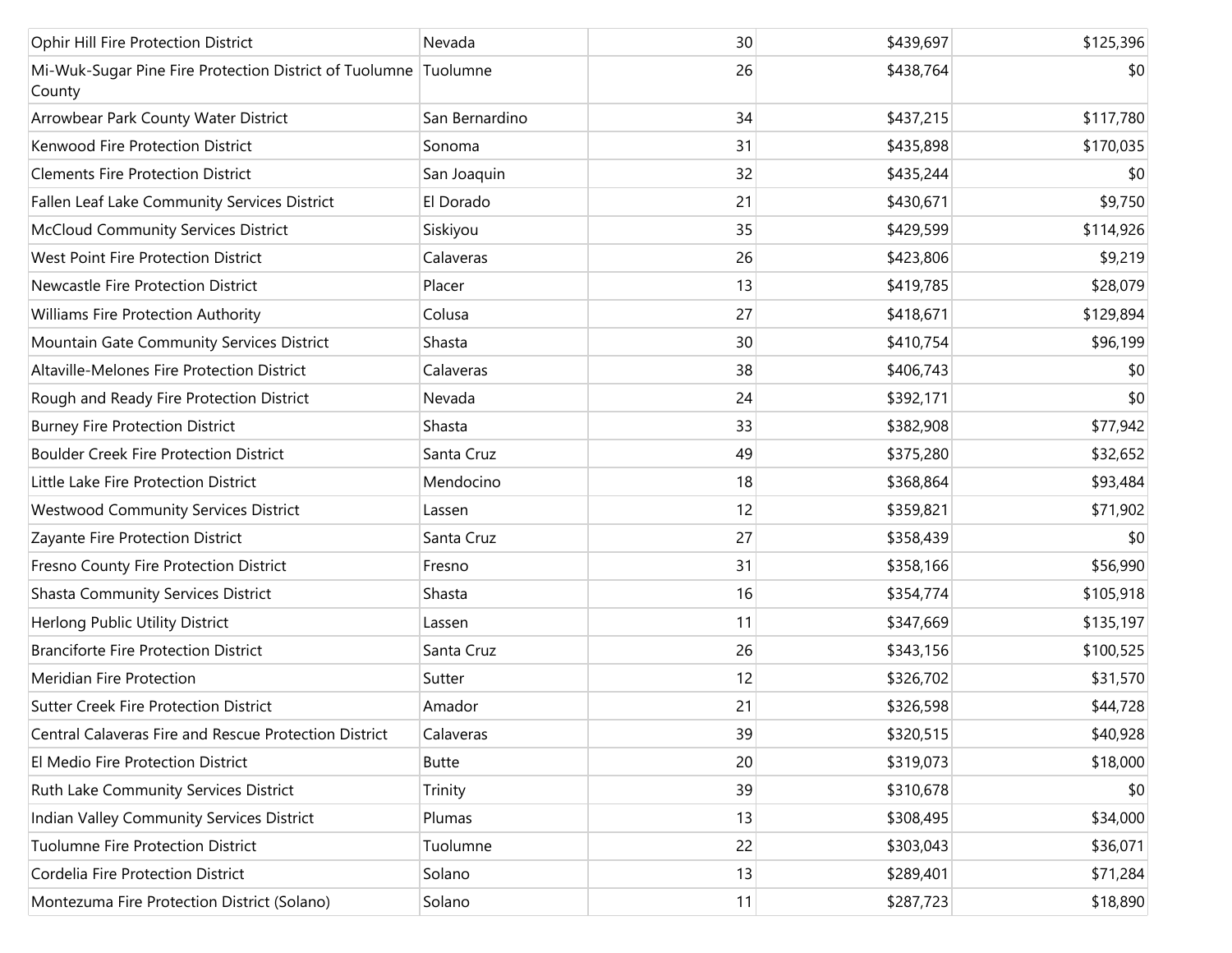| | | | | |
|---|---|---|---|---|
| Ophir Hill Fire Protection District | Nevada | 30 | $439,697 | $125,396 |
| Mi-Wuk-Sugar Pine Fire Protection District of Tuolumne County | Tuolumne | 26 | $438,764 | $0 |
| Arrowbear Park County Water District | San Bernardino | 34 | $437,215 | $117,780 |
| Kenwood Fire Protection District | Sonoma | 31 | $435,898 | $170,035 |
| Clements Fire Protection District | San Joaquin | 32 | $435,244 | $0 |
| Fallen Leaf Lake Community Services District | El Dorado | 21 | $430,671 | $9,750 |
| McCloud Community Services District | Siskiyou | 35 | $429,599 | $114,926 |
| West Point Fire Protection District | Calaveras | 26 | $423,806 | $9,219 |
| Newcastle Fire Protection District | Placer | 13 | $419,785 | $28,079 |
| Williams Fire Protection Authority | Colusa | 27 | $418,671 | $129,894 |
| Mountain Gate Community Services District | Shasta | 30 | $410,754 | $96,199 |
| Altaville-Melones Fire Protection District | Calaveras | 38 | $406,743 | $0 |
| Rough and Ready Fire Protection District | Nevada | 24 | $392,171 | $0 |
| Burney Fire Protection District | Shasta | 33 | $382,908 | $77,942 |
| Boulder Creek Fire Protection District | Santa Cruz | 49 | $375,280 | $32,652 |
| Little Lake Fire Protection District | Mendocino | 18 | $368,864 | $93,484 |
| Westwood Community Services District | Lassen | 12 | $359,821 | $71,902 |
| Zayante Fire Protection District | Santa Cruz | 27 | $358,439 | $0 |
| Fresno County Fire Protection District | Fresno | 31 | $358,166 | $56,990 |
| Shasta Community Services District | Shasta | 16 | $354,774 | $105,918 |
| Herlong Public Utility District | Lassen | 11 | $347,669 | $135,197 |
| Branciforte Fire Protection District | Santa Cruz | 26 | $343,156 | $100,525 |
| Meridian Fire Protection | Sutter | 12 | $326,702 | $31,570 |
| Sutter Creek Fire Protection District | Amador | 21 | $326,598 | $44,728 |
| Central Calaveras Fire and Rescue Protection District | Calaveras | 39 | $320,515 | $40,928 |
| El Medio Fire Protection District | Butte | 20 | $319,073 | $18,000 |
| Ruth Lake Community Services District | Trinity | 39 | $310,678 | $0 |
| Indian Valley Community Services District | Plumas | 13 | $308,495 | $34,000 |
| Tuolumne Fire Protection District | Tuolumne | 22 | $303,043 | $36,071 |
| Cordelia Fire Protection District | Solano | 13 | $289,401 | $71,284 |
| Montezuma Fire Protection District (Solano) | Solano | 11 | $287,723 | $18,890 |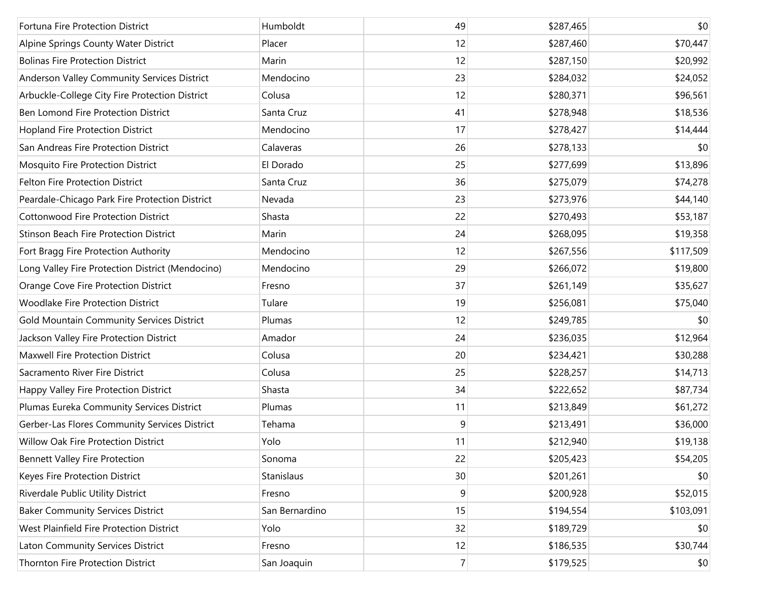| | | | | |
|---|---|---|---|---|
| Fortuna Fire Protection District | Humboldt | 49 | $287,465 | $0 |
| Alpine Springs County Water District | Placer | 12 | $287,460 | $70,447 |
| Bolinas Fire Protection District | Marin | 12 | $287,150 | $20,992 |
| Anderson Valley Community Services District | Mendocino | 23 | $284,032 | $24,052 |
| Arbuckle-College City Fire Protection District | Colusa | 12 | $280,371 | $96,561 |
| Ben Lomond Fire Protection District | Santa Cruz | 41 | $278,948 | $18,536 |
| Hopland Fire Protection District | Mendocino | 17 | $278,427 | $14,444 |
| San Andreas Fire Protection District | Calaveras | 26 | $278,133 | $0 |
| Mosquito Fire Protection District | El Dorado | 25 | $277,699 | $13,896 |
| Felton Fire Protection District | Santa Cruz | 36 | $275,079 | $74,278 |
| Peardale-Chicago Park Fire Protection District | Nevada | 23 | $273,976 | $44,140 |
| Cottonwood Fire Protection District | Shasta | 22 | $270,493 | $53,187 |
| Stinson Beach Fire Protection District | Marin | 24 | $268,095 | $19,358 |
| Fort Bragg Fire Protection Authority | Mendocino | 12 | $267,556 | $117,509 |
| Long Valley Fire Protection District (Mendocino) | Mendocino | 29 | $266,072 | $19,800 |
| Orange Cove Fire Protection District | Fresno | 37 | $261,149 | $35,627 |
| Woodlake Fire Protection District | Tulare | 19 | $256,081 | $75,040 |
| Gold Mountain Community Services District | Plumas | 12 | $249,785 | $0 |
| Jackson Valley Fire Protection District | Amador | 24 | $236,035 | $12,964 |
| Maxwell Fire Protection District | Colusa | 20 | $234,421 | $30,288 |
| Sacramento River Fire District | Colusa | 25 | $228,257 | $14,713 |
| Happy Valley Fire Protection District | Shasta | 34 | $222,652 | $87,734 |
| Plumas Eureka Community Services District | Plumas | 11 | $213,849 | $61,272 |
| Gerber-Las Flores Community Services District | Tehama | 9 | $213,491 | $36,000 |
| Willow Oak Fire Protection District | Yolo | 11 | $212,940 | $19,138 |
| Bennett Valley Fire Protection | Sonoma | 22 | $205,423 | $54,205 |
| Keyes Fire Protection District | Stanislaus | 30 | $201,261 | $0 |
| Riverdale Public Utility District | Fresno | 9 | $200,928 | $52,015 |
| Baker Community Services District | San Bernardino | 15 | $194,554 | $103,091 |
| West Plainfield Fire Protection District | Yolo | 32 | $189,729 | $0 |
| Laton Community Services District | Fresno | 12 | $186,535 | $30,744 |
| Thornton Fire Protection District | San Joaquin | 7 | $179,525 | $0 |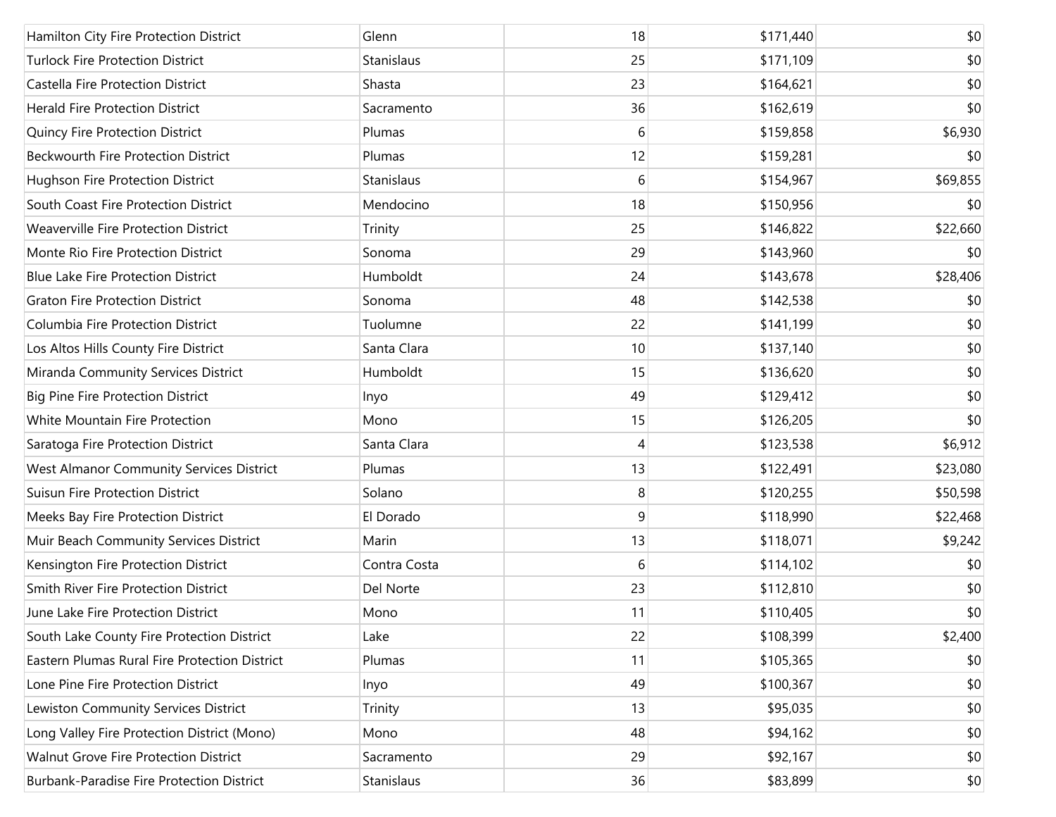| | | | | |
|---|---|---|---|---|
| Hamilton City Fire Protection District | Glenn | 18 | $171,440 | $0 |
| Turlock Fire Protection District | Stanislaus | 25 | $171,109 | $0 |
| Castella Fire Protection District | Shasta | 23 | $164,621 | $0 |
| Herald Fire Protection District | Sacramento | 36 | $162,619 | $0 |
| Quincy Fire Protection District | Plumas | 6 | $159,858 | $6,930 |
| Beckwourth Fire Protection District | Plumas | 12 | $159,281 | $0 |
| Hughson Fire Protection District | Stanislaus | 6 | $154,967 | $69,855 |
| South Coast Fire Protection District | Mendocino | 18 | $150,956 | $0 |
| Weaverville Fire Protection District | Trinity | 25 | $146,822 | $22,660 |
| Monte Rio Fire Protection District | Sonoma | 29 | $143,960 | $0 |
| Blue Lake Fire Protection District | Humboldt | 24 | $143,678 | $28,406 |
| Graton Fire Protection District | Sonoma | 48 | $142,538 | $0 |
| Columbia Fire Protection District | Tuolumne | 22 | $141,199 | $0 |
| Los Altos Hills County Fire District | Santa Clara | 10 | $137,140 | $0 |
| Miranda Community Services District | Humboldt | 15 | $136,620 | $0 |
| Big Pine Fire Protection District | Inyo | 49 | $129,412 | $0 |
| White Mountain Fire Protection | Mono | 15 | $126,205 | $0 |
| Saratoga Fire Protection District | Santa Clara | 4 | $123,538 | $6,912 |
| West Almanor Community Services District | Plumas | 13 | $122,491 | $23,080 |
| Suisun Fire Protection District | Solano | 8 | $120,255 | $50,598 |
| Meeks Bay Fire Protection District | El Dorado | 9 | $118,990 | $22,468 |
| Muir Beach Community Services District | Marin | 13 | $118,071 | $9,242 |
| Kensington Fire Protection District | Contra Costa | 6 | $114,102 | $0 |
| Smith River Fire Protection District | Del Norte | 23 | $112,810 | $0 |
| June Lake Fire Protection District | Mono | 11 | $110,405 | $0 |
| South Lake County Fire Protection District | Lake | 22 | $108,399 | $2,400 |
| Eastern Plumas Rural Fire Protection District | Plumas | 11 | $105,365 | $0 |
| Lone Pine Fire Protection District | Inyo | 49 | $100,367 | $0 |
| Lewiston Community Services District | Trinity | 13 | $95,035 | $0 |
| Long Valley Fire Protection District (Mono) | Mono | 48 | $94,162 | $0 |
| Walnut Grove Fire Protection District | Sacramento | 29 | $92,167 | $0 |
| Burbank-Paradise Fire Protection District | Stanislaus | 36 | $83,899 | $0 |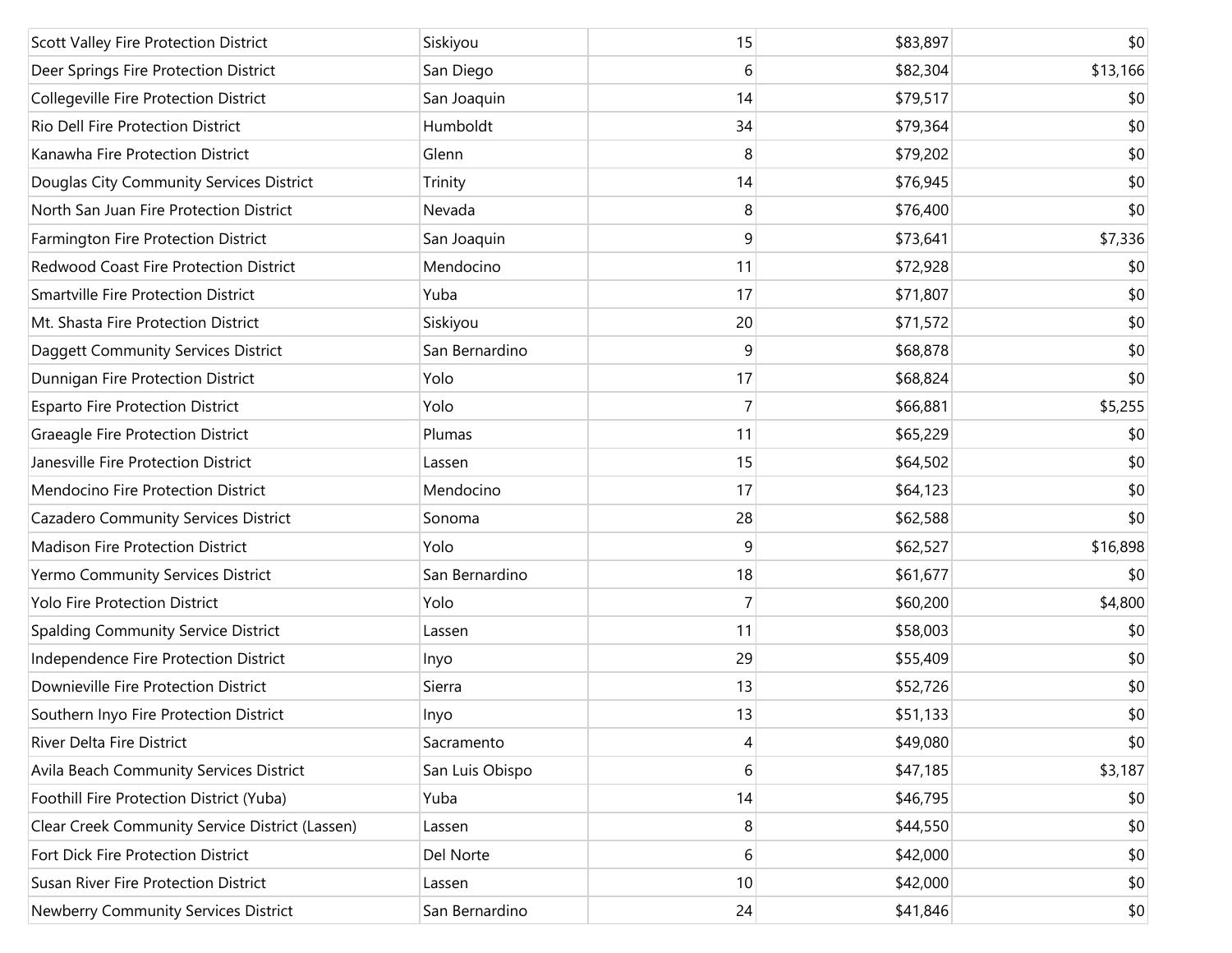| | | | | |
|---|---|---|---|---|
| Scott Valley Fire Protection District | Siskiyou | 15 | $83,897 | $0 |
| Deer Springs Fire Protection District | San Diego | 6 | $82,304 | $13,166 |
| Collegeville Fire Protection District | San Joaquin | 14 | $79,517 | $0 |
| Rio Dell Fire Protection District | Humboldt | 34 | $79,364 | $0 |
| Kanawha Fire Protection District | Glenn | 8 | $79,202 | $0 |
| Douglas City Community Services District | Trinity | 14 | $76,945 | $0 |
| North San Juan Fire Protection District | Nevada | 8 | $76,400 | $0 |
| Farmington Fire Protection District | San Joaquin | 9 | $73,641 | $7,336 |
| Redwood Coast Fire Protection District | Mendocino | 11 | $72,928 | $0 |
| Smartville Fire Protection District | Yuba | 17 | $71,807 | $0 |
| Mt. Shasta Fire Protection District | Siskiyou | 20 | $71,572 | $0 |
| Daggett Community Services District | San Bernardino | 9 | $68,878 | $0 |
| Dunnigan Fire Protection District | Yolo | 17 | $68,824 | $0 |
| Esparto Fire Protection District | Yolo | 7 | $66,881 | $5,255 |
| Graeagle Fire Protection District | Plumas | 11 | $65,229 | $0 |
| Janesville Fire Protection District | Lassen | 15 | $64,502 | $0 |
| Mendocino Fire Protection District | Mendocino | 17 | $64,123 | $0 |
| Cazadero Community Services District | Sonoma | 28 | $62,588 | $0 |
| Madison Fire Protection District | Yolo | 9 | $62,527 | $16,898 |
| Yermo Community Services District | San Bernardino | 18 | $61,677 | $0 |
| Yolo Fire Protection District | Yolo | 7 | $60,200 | $4,800 |
| Spalding Community Service District | Lassen | 11 | $58,003 | $0 |
| Independence Fire Protection District | Inyo | 29 | $55,409 | $0 |
| Downieville Fire Protection District | Sierra | 13 | $52,726 | $0 |
| Southern Inyo Fire Protection District | Inyo | 13 | $51,133 | $0 |
| River Delta Fire District | Sacramento | 4 | $49,080 | $0 |
| Avila Beach Community Services District | San Luis Obispo | 6 | $47,185 | $3,187 |
| Foothill Fire Protection District (Yuba) | Yuba | 14 | $46,795 | $0 |
| Clear Creek Community Service District (Lassen) | Lassen | 8 | $44,550 | $0 |
| Fort Dick Fire Protection District | Del Norte | 6 | $42,000 | $0 |
| Susan River Fire Protection District | Lassen | 10 | $42,000 | $0 |
| Newberry Community Services District | San Bernardino | 24 | $41,846 | $0 |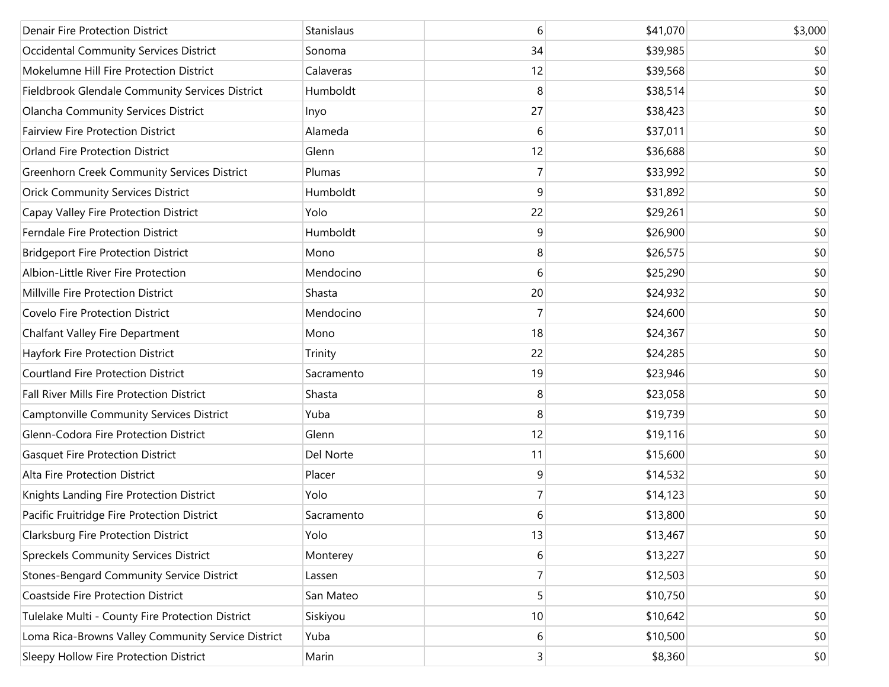| | | | | |
|---|---|---|---|---|
| Denair Fire Protection District | Stanislaus | 6 | $41,070 | $3,000 |
| Occidental Community Services District | Sonoma | 34 | $39,985 | $0 |
| Mokelumne Hill Fire Protection District | Calaveras | 12 | $39,568 | $0 |
| Fieldbrook Glendale Community Services District | Humboldt | 8 | $38,514 | $0 |
| Olancha Community Services District | Inyo | 27 | $38,423 | $0 |
| Fairview Fire Protection District | Alameda | 6 | $37,011 | $0 |
| Orland Fire Protection District | Glenn | 12 | $36,688 | $0 |
| Greenhorn Creek Community Services District | Plumas | 7 | $33,992 | $0 |
| Orick Community Services District | Humboldt | 9 | $31,892 | $0 |
| Capay Valley Fire Protection District | Yolo | 22 | $29,261 | $0 |
| Ferndale Fire Protection District | Humboldt | 9 | $26,900 | $0 |
| Bridgeport Fire Protection District | Mono | 8 | $26,575 | $0 |
| Albion-Little River Fire Protection | Mendocino | 6 | $25,290 | $0 |
| Millville Fire Protection District | Shasta | 20 | $24,932 | $0 |
| Covelo Fire Protection District | Mendocino | 7 | $24,600 | $0 |
| Chalfant Valley Fire Department | Mono | 18 | $24,367 | $0 |
| Hayfork Fire Protection District | Trinity | 22 | $24,285 | $0 |
| Courtland Fire Protection District | Sacramento | 19 | $23,946 | $0 |
| Fall River Mills Fire Protection District | Shasta | 8 | $23,058 | $0 |
| Camptonville Community Services District | Yuba | 8 | $19,739 | $0 |
| Glenn-Codora Fire Protection District | Glenn | 12 | $19,116 | $0 |
| Gasquet Fire Protection District | Del Norte | 11 | $15,600 | $0 |
| Alta Fire Protection District | Placer | 9 | $14,532 | $0 |
| Knights Landing Fire Protection District | Yolo | 7 | $14,123 | $0 |
| Pacific Fruitridge Fire Protection District | Sacramento | 6 | $13,800 | $0 |
| Clarksburg Fire Protection District | Yolo | 13 | $13,467 | $0 |
| Spreckels Community Services District | Monterey | 6 | $13,227 | $0 |
| Stones-Bengard Community Service District | Lassen | 7 | $12,503 | $0 |
| Coastside Fire Protection District | San Mateo | 5 | $10,750 | $0 |
| Tulelake Multi - County Fire Protection District | Siskiyou | 10 | $10,642 | $0 |
| Loma Rica-Browns Valley Community Service District | Yuba | 6 | $10,500 | $0 |
| Sleepy Hollow Fire Protection District | Marin | 3 | $8,360 | $0 |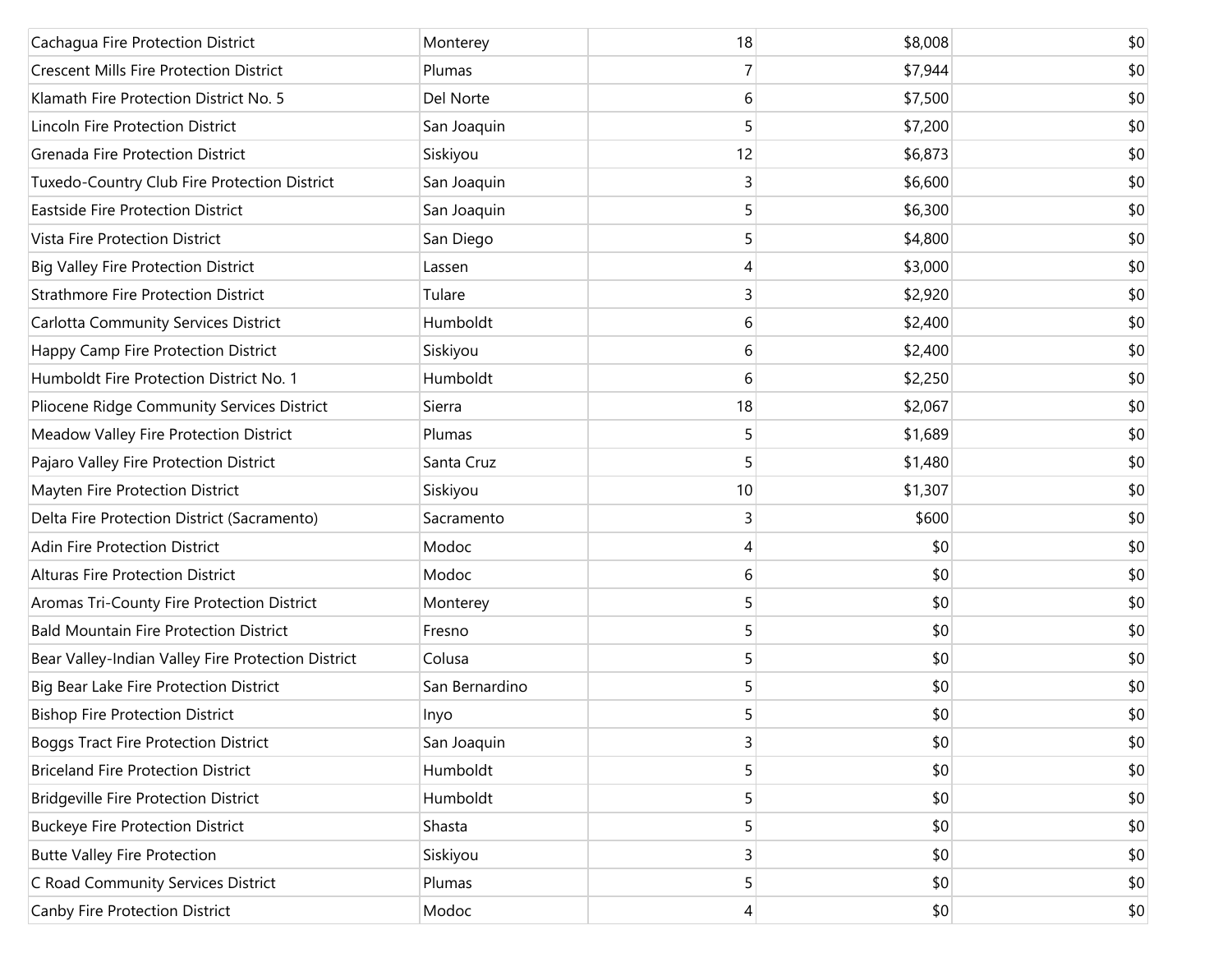| | | | | |
|---|---|---|---|---|
| Cachagua Fire Protection District | Monterey | 18 | $8,008 | $0 |
| Crescent Mills Fire Protection District | Plumas | 7 | $7,944 | $0 |
| Klamath Fire Protection District No. 5 | Del Norte | 6 | $7,500 | $0 |
| Lincoln Fire Protection District | San Joaquin | 5 | $7,200 | $0 |
| Grenada Fire Protection District | Siskiyou | 12 | $6,873 | $0 |
| Tuxedo-Country Club Fire Protection District | San Joaquin | 3 | $6,600 | $0 |
| Eastside Fire Protection District | San Joaquin | 5 | $6,300 | $0 |
| Vista Fire Protection District | San Diego | 5 | $4,800 | $0 |
| Big Valley Fire Protection District | Lassen | 4 | $3,000 | $0 |
| Strathmore Fire Protection District | Tulare | 3 | $2,920 | $0 |
| Carlotta Community Services District | Humboldt | 6 | $2,400 | $0 |
| Happy Camp Fire Protection District | Siskiyou | 6 | $2,400 | $0 |
| Humboldt Fire Protection District No. 1 | Humboldt | 6 | $2,250 | $0 |
| Pliocene Ridge Community Services District | Sierra | 18 | $2,067 | $0 |
| Meadow Valley Fire Protection District | Plumas | 5 | $1,689 | $0 |
| Pajaro Valley Fire Protection District | Santa Cruz | 5 | $1,480 | $0 |
| Mayten Fire Protection District | Siskiyou | 10 | $1,307 | $0 |
| Delta Fire Protection District (Sacramento) | Sacramento | 3 | $600 | $0 |
| Adin Fire Protection District | Modoc | 4 | $0 | $0 |
| Alturas Fire Protection District | Modoc | 6 | $0 | $0 |
| Aromas Tri-County Fire Protection District | Monterey | 5 | $0 | $0 |
| Bald Mountain Fire Protection District | Fresno | 5 | $0 | $0 |
| Bear Valley-Indian Valley Fire Protection District | Colusa | 5 | $0 | $0 |
| Big Bear Lake Fire Protection District | San Bernardino | 5 | $0 | $0 |
| Bishop Fire Protection District | Inyo | 5 | $0 | $0 |
| Boggs Tract Fire Protection District | San Joaquin | 3 | $0 | $0 |
| Briceland Fire Protection District | Humboldt | 5 | $0 | $0 |
| Bridgeville Fire Protection District | Humboldt | 5 | $0 | $0 |
| Buckeye Fire Protection District | Shasta | 5 | $0 | $0 |
| Butte Valley Fire Protection | Siskiyou | 3 | $0 | $0 |
| C Road Community Services District | Plumas | 5 | $0 | $0 |
| Canby Fire Protection District | Modoc | 4 | $0 | $0 |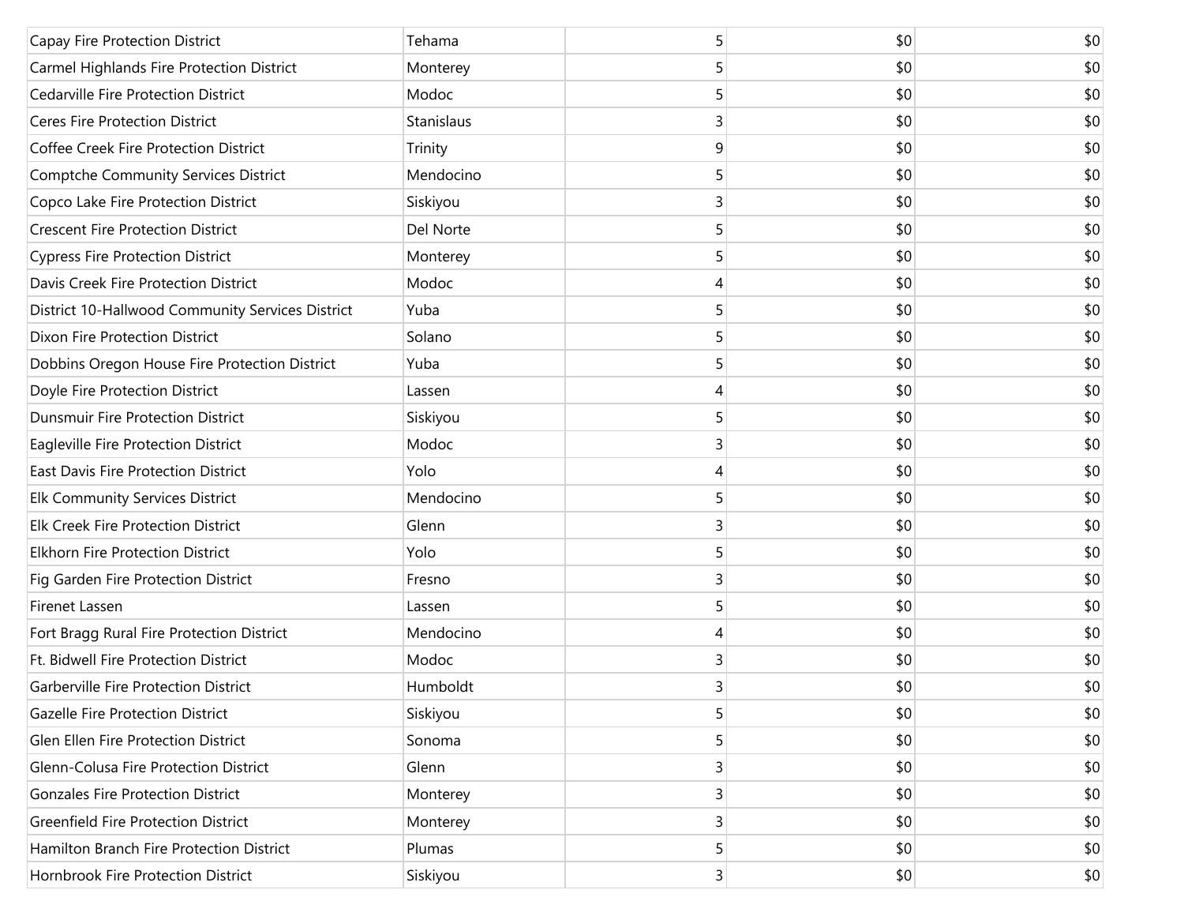| | | | | |
|---|---|---|---|---|
| Capay Fire Protection District | Tehama | 5 | $0 | $0 |
| Carmel Highlands Fire Protection District | Monterey | 5 | $0 | $0 |
| Cedarville Fire Protection District | Modoc | 5 | $0 | $0 |
| Ceres Fire Protection District | Stanislaus | 3 | $0 | $0 |
| Coffee Creek Fire Protection District | Trinity | 9 | $0 | $0 |
| Comptche Community Services District | Mendocino | 5 | $0 | $0 |
| Copco Lake Fire Protection District | Siskiyou | 3 | $0 | $0 |
| Crescent Fire Protection District | Del Norte | 5 | $0 | $0 |
| Cypress Fire Protection District | Monterey | 5 | $0 | $0 |
| Davis Creek Fire Protection District | Modoc | 4 | $0 | $0 |
| District 10-Hallwood Community Services District | Yuba | 5 | $0 | $0 |
| Dixon Fire Protection District | Solano | 5 | $0 | $0 |
| Dobbins Oregon House Fire Protection District | Yuba | 5 | $0 | $0 |
| Doyle Fire Protection District | Lassen | 4 | $0 | $0 |
| Dunsmuir Fire Protection District | Siskiyou | 5 | $0 | $0 |
| Eagleville Fire Protection District | Modoc | 3 | $0 | $0 |
| East Davis Fire Protection District | Yolo | 4 | $0 | $0 |
| Elk Community Services District | Mendocino | 5 | $0 | $0 |
| Elk Creek Fire Protection District | Glenn | 3 | $0 | $0 |
| Elkhorn Fire Protection District | Yolo | 5 | $0 | $0 |
| Fig Garden Fire Protection District | Fresno | 3 | $0 | $0 |
| Firenet Lassen | Lassen | 5 | $0 | $0 |
| Fort Bragg Rural Fire Protection District | Mendocino | 4 | $0 | $0 |
| Ft. Bidwell Fire Protection District | Modoc | 3 | $0 | $0 |
| Garberville Fire Protection District | Humboldt | 3 | $0 | $0 |
| Gazelle Fire Protection District | Siskiyou | 5 | $0 | $0 |
| Glen Ellen Fire Protection District | Sonoma | 5 | $0 | $0 |
| Glenn-Colusa Fire Protection District | Glenn | 3 | $0 | $0 |
| Gonzales Fire Protection District | Monterey | 3 | $0 | $0 |
| Greenfield Fire Protection District | Monterey | 3 | $0 | $0 |
| Hamilton Branch Fire Protection District | Plumas | 5 | $0 | $0 |
| Hornbrook Fire Protection District | Siskiyou | 3 | $0 | $0 |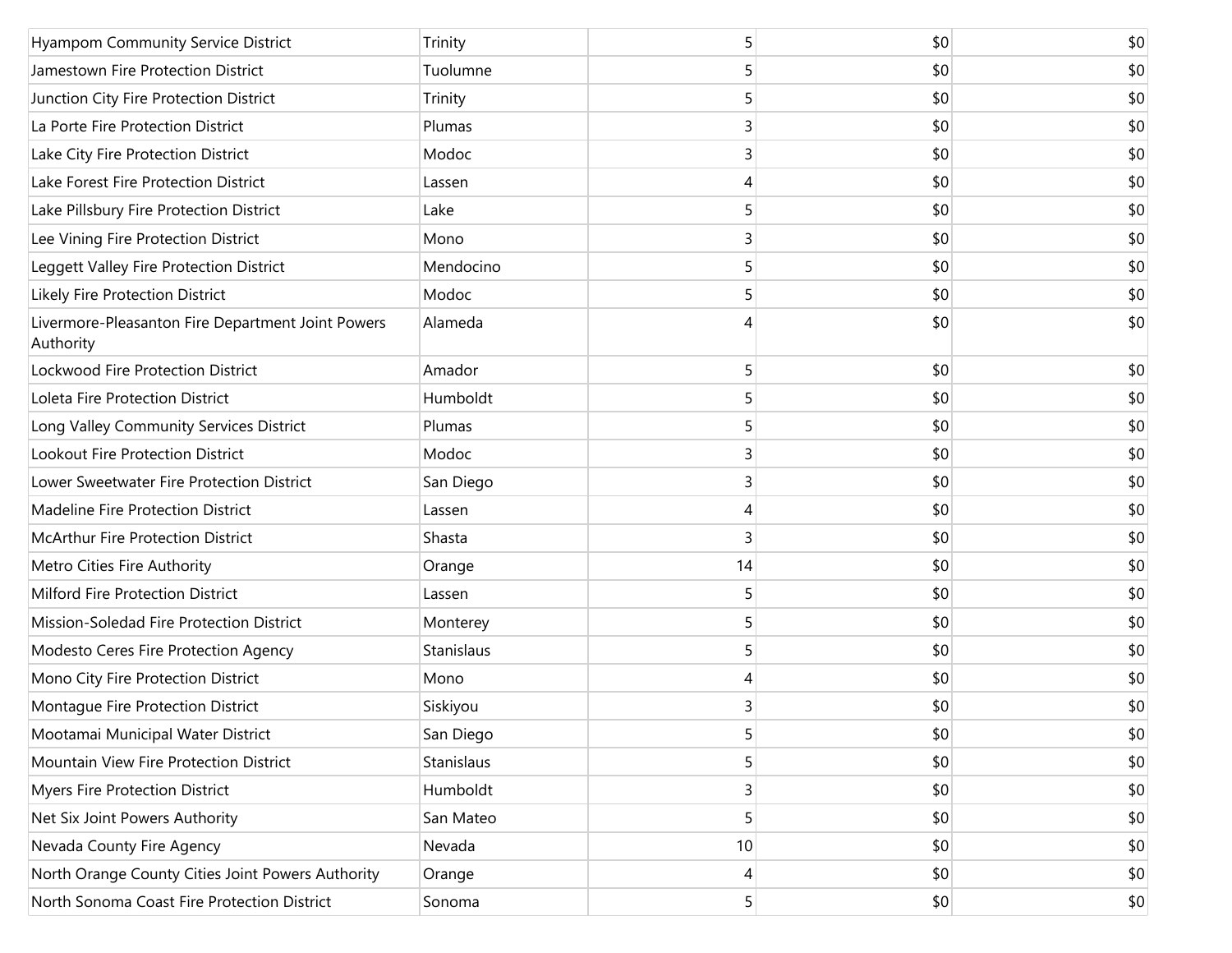| | | | | |
|---|---|---|---|---|
| Hyampom Community Service District | Trinity | 5 | $0 | $0 |
| Jamestown Fire Protection District | Tuolumne | 5 | $0 | $0 |
| Junction City Fire Protection District | Trinity | 5 | $0 | $0 |
| La Porte Fire Protection District | Plumas | 3 | $0 | $0 |
| Lake City Fire Protection District | Modoc | 3 | $0 | $0 |
| Lake Forest Fire Protection District | Lassen | 4 | $0 | $0 |
| Lake Pillsbury Fire Protection District | Lake | 5 | $0 | $0 |
| Lee Vining Fire Protection District | Mono | 3 | $0 | $0 |
| Leggett Valley Fire Protection District | Mendocino | 5 | $0 | $0 |
| Likely Fire Protection District | Modoc | 5 | $0 | $0 |
| Livermore-Pleasanton Fire Department Joint Powers Authority | Alameda | 4 | $0 | $0 |
| Lockwood Fire Protection District | Amador | 5 | $0 | $0 |
| Loleta Fire Protection District | Humboldt | 5 | $0 | $0 |
| Long Valley Community Services District | Plumas | 5 | $0 | $0 |
| Lookout Fire Protection District | Modoc | 3 | $0 | $0 |
| Lower Sweetwater Fire Protection District | San Diego | 3 | $0 | $0 |
| Madeline Fire Protection District | Lassen | 4 | $0 | $0 |
| McArthur Fire Protection District | Shasta | 3 | $0 | $0 |
| Metro Cities Fire Authority | Orange | 14 | $0 | $0 |
| Milford Fire Protection District | Lassen | 5 | $0 | $0 |
| Mission-Soledad Fire Protection District | Monterey | 5 | $0 | $0 |
| Modesto Ceres Fire Protection Agency | Stanislaus | 5 | $0 | $0 |
| Mono City Fire Protection District | Mono | 4 | $0 | $0 |
| Montague Fire Protection District | Siskiyou | 3 | $0 | $0 |
| Mootamai Municipal Water District | San Diego | 5 | $0 | $0 |
| Mountain View Fire Protection District | Stanislaus | 5 | $0 | $0 |
| Myers Fire Protection District | Humboldt | 3 | $0 | $0 |
| Net Six Joint Powers Authority | San Mateo | 5 | $0 | $0 |
| Nevada County Fire Agency | Nevada | 10 | $0 | $0 |
| North Orange County Cities Joint Powers Authority | Orange | 4 | $0 | $0 |
| North Sonoma Coast Fire Protection District | Sonoma | 5 | $0 | $0 |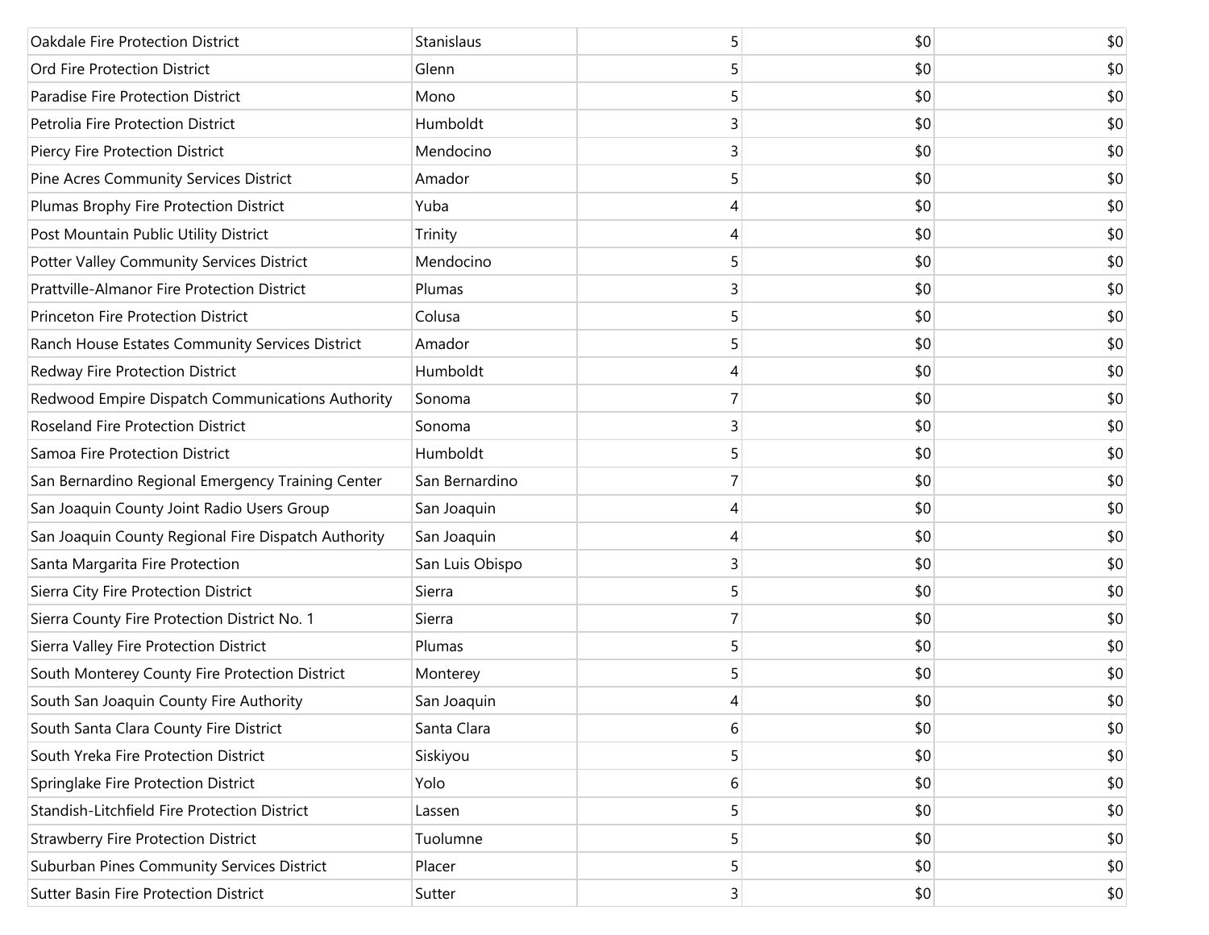| | | | | |
|---|---|---|---|---|
| Oakdale Fire Protection District | Stanislaus | 5 | $0 | $0 |
| Ord Fire Protection District | Glenn | 5 | $0 | $0 |
| Paradise Fire Protection District | Mono | 5 | $0 | $0 |
| Petrolia Fire Protection District | Humboldt | 3 | $0 | $0 |
| Piercy Fire Protection District | Mendocino | 3 | $0 | $0 |
| Pine Acres Community Services District | Amador | 5 | $0 | $0 |
| Plumas Brophy Fire Protection District | Yuba | 4 | $0 | $0 |
| Post Mountain Public Utility District | Trinity | 4 | $0 | $0 |
| Potter Valley Community Services District | Mendocino | 5 | $0 | $0 |
| Prattville-Almanor Fire Protection District | Plumas | 3 | $0 | $0 |
| Princeton Fire Protection District | Colusa | 5 | $0 | $0 |
| Ranch House Estates Community Services District | Amador | 5 | $0 | $0 |
| Redway Fire Protection District | Humboldt | 4 | $0 | $0 |
| Redwood Empire Dispatch Communications Authority | Sonoma | 7 | $0 | $0 |
| Roseland Fire Protection District | Sonoma | 3 | $0 | $0 |
| Samoa Fire Protection District | Humboldt | 5 | $0 | $0 |
| San Bernardino Regional Emergency Training Center | San Bernardino | 7 | $0 | $0 |
| San Joaquin County Joint Radio Users Group | San Joaquin | 4 | $0 | $0 |
| San Joaquin County Regional Fire Dispatch Authority | San Joaquin | 4 | $0 | $0 |
| Santa Margarita Fire Protection | San Luis Obispo | 3 | $0 | $0 |
| Sierra City Fire Protection District | Sierra | 5 | $0 | $0 |
| Sierra County Fire Protection District No. 1 | Sierra | 7 | $0 | $0 |
| Sierra Valley Fire Protection District | Plumas | 5 | $0 | $0 |
| South Monterey County Fire Protection District | Monterey | 5 | $0 | $0 |
| South San Joaquin County Fire Authority | San Joaquin | 4 | $0 | $0 |
| South Santa Clara County Fire District | Santa Clara | 6 | $0 | $0 |
| South Yreka Fire Protection District | Siskiyou | 5 | $0 | $0 |
| Springlake Fire Protection District | Yolo | 6 | $0 | $0 |
| Standish-Litchfield Fire Protection District | Lassen | 5 | $0 | $0 |
| Strawberry Fire Protection District | Tuolumne | 5 | $0 | $0 |
| Suburban Pines Community Services District | Placer | 5 | $0 | $0 |
| Sutter Basin Fire Protection District | Sutter | 3 | $0 | $0 |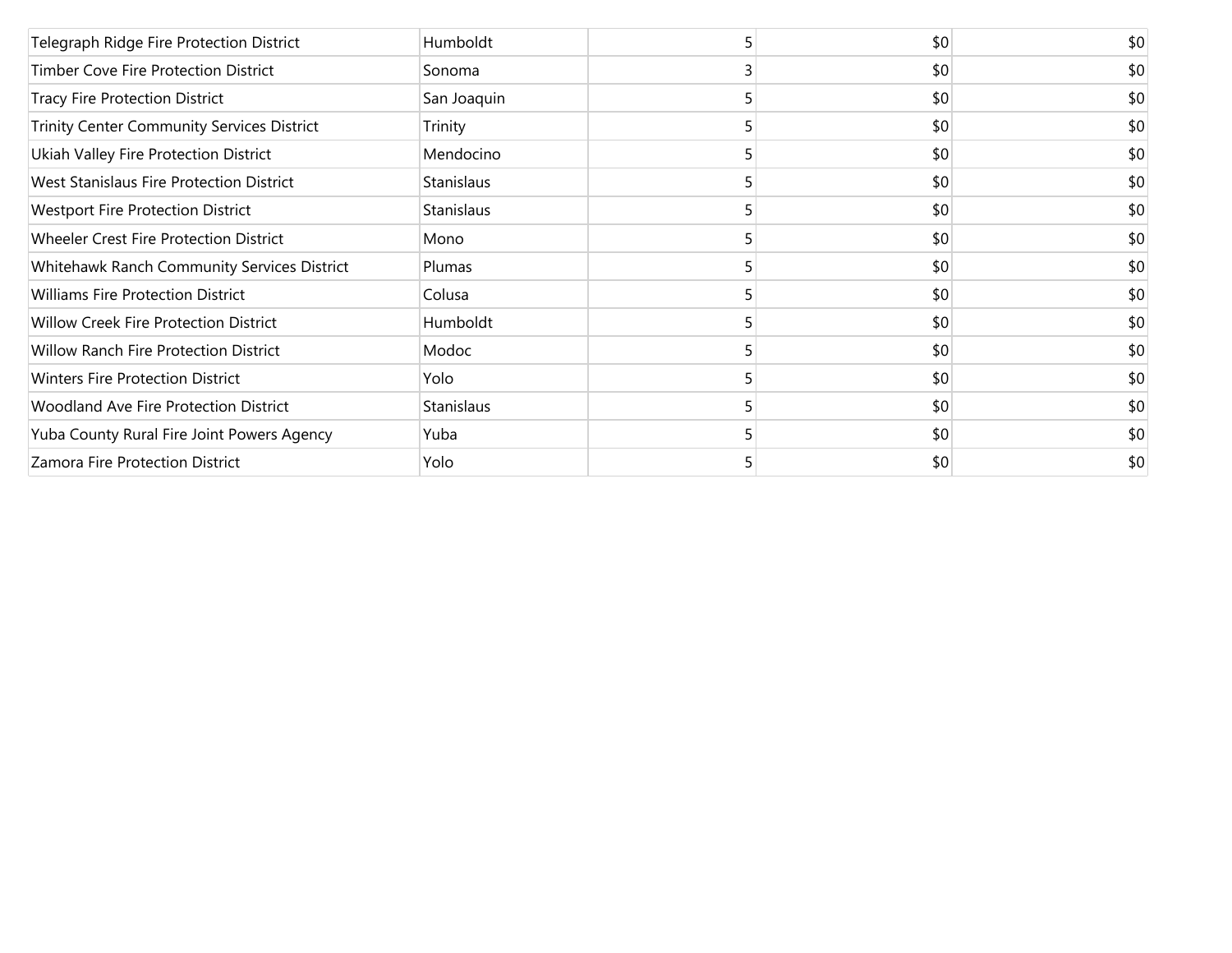| | | | | |
|---|---|---|---|---|
| Telegraph Ridge Fire Protection District | Humboldt | 5 | $0 | $0 |
| Timber Cove Fire Protection District | Sonoma | 3 | $0 | $0 |
| Tracy Fire Protection District | San Joaquin | 5 | $0 | $0 |
| Trinity Center Community Services District | Trinity | 5 | $0 | $0 |
| Ukiah Valley Fire Protection District | Mendocino | 5 | $0 | $0 |
| West Stanislaus Fire Protection District | Stanislaus | 5 | $0 | $0 |
| Westport Fire Protection District | Stanislaus | 5 | $0 | $0 |
| Wheeler Crest Fire Protection District | Mono | 5 | $0 | $0 |
| Whitehawk Ranch Community Services District | Plumas | 5 | $0 | $0 |
| Williams Fire Protection District | Colusa | 5 | $0 | $0 |
| Willow Creek Fire Protection District | Humboldt | 5 | $0 | $0 |
| Willow Ranch Fire Protection District | Modoc | 5 | $0 | $0 |
| Winters Fire Protection District | Yolo | 5 | $0 | $0 |
| Woodland Ave Fire Protection District | Stanislaus | 5 | $0 | $0 |
| Yuba County Rural Fire Joint Powers Agency | Yuba | 5 | $0 | $0 |
| Zamora Fire Protection District | Yolo | 5 | $0 | $0 |